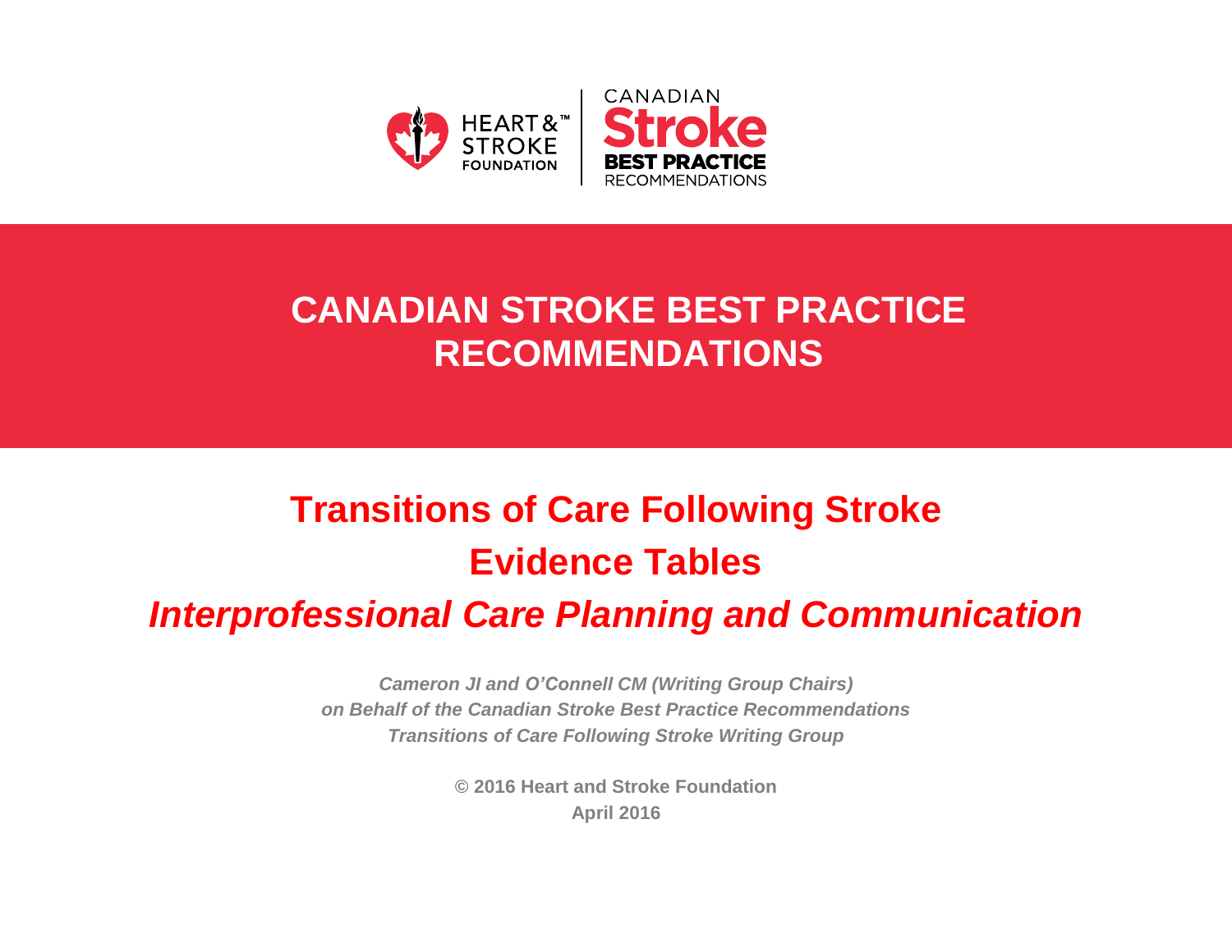HEART & STROKE FOUNDATION

CANADIAN Stroke BEST PRACTICE RECOMMENDATIONS

# CANADIAN STROKE BEST PRACTICE RECOMMENDATIONS

## Transitions of Care Following Stroke Evidence Tables

## *Interprofessional Care Planning and Communication*

***Cameron JI and O'Connell CM (Writing Group Chairs)***
***on Behalf of the Canadian Stroke Best Practice Recommendations***
***Transitions of Care Following Stroke Writing Group***

**© 2016 Heart and Stroke Foundation**
**April 2016**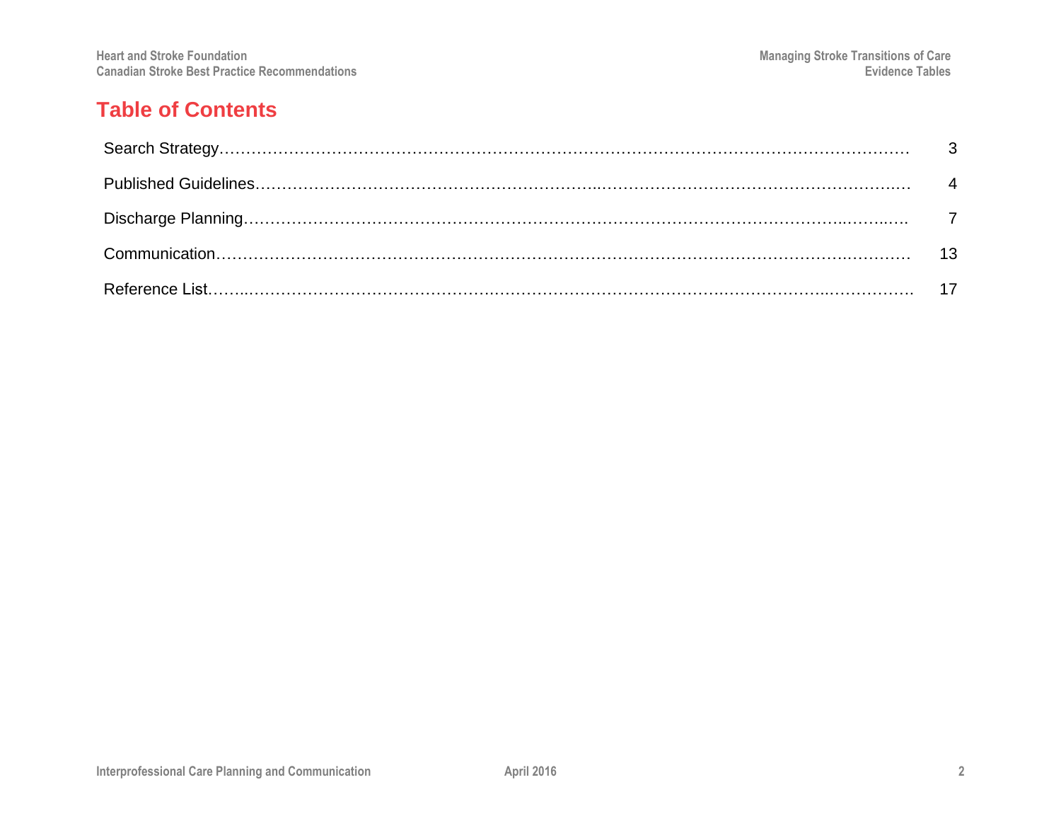# Table of Contents

| | |
|---|---|
| Search Strategy | 3 |
| Published Guidelines | 4 |
| Discharge Planning | 7 |
| Communication | 13 |
| Reference List | 17 |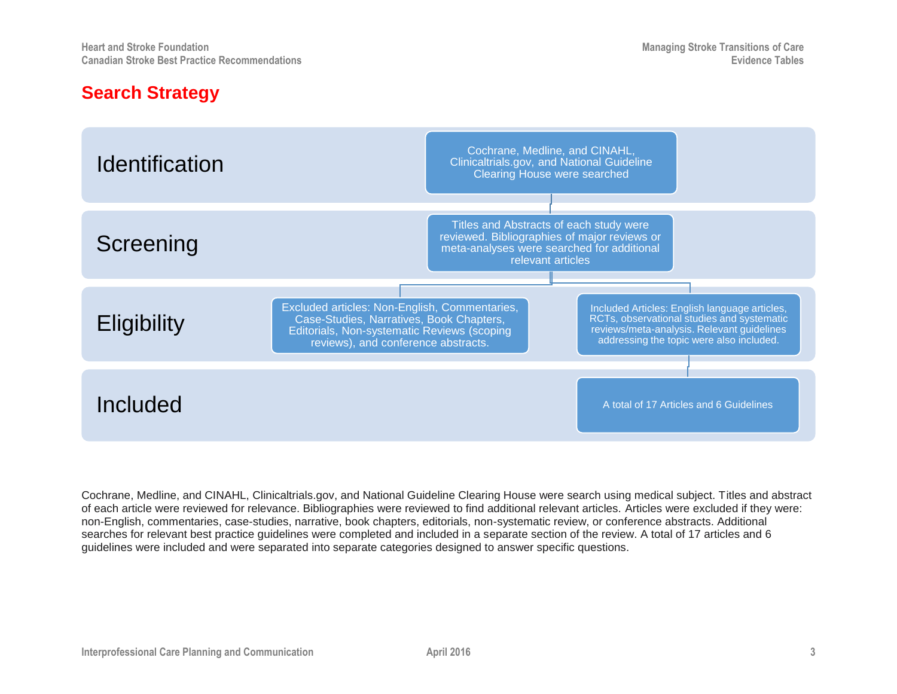# Search Strategy

**Identification**

Cochrane, Medline, and CINAHL, Clinicaltrials.gov, and National Guideline Clearing House were searched

**Screening**

Titles and Abstracts of each study were reviewed. Bibliographies of major reviews or meta-analyses were searched for additional relevant articles

**Eligibility**

Excluded articles: Non-English, Commentaries, Case-Studies, Narratives, Book Chapters, Editorials, Non-systematic Reviews (scoping reviews), and conference abstracts.

Included Articles: English language articles, RCTs, observational studies and systematic reviews/meta-analysis. Relevant guidelines addressing the topic were also included.

**Included**

A total of 17 Articles and 6 Guidelines

Cochrane, Medline, and CINAHL, Clinicaltrials.gov, and National Guideline Clearing House were search using medical subject. Titles and abstract of each article were reviewed for relevance. Bibliographies were reviewed to find additional relevant articles. Articles were excluded if they were: non-English, commentaries, case-studies, narrative, book chapters, editorials, non-systematic review, or conference abstracts. Additional searches for relevant best practice guidelines were completed and included in a separate section of the review. A total of 17 articles and 6 guidelines were included and were separated into separate categories designed to answer specific questions.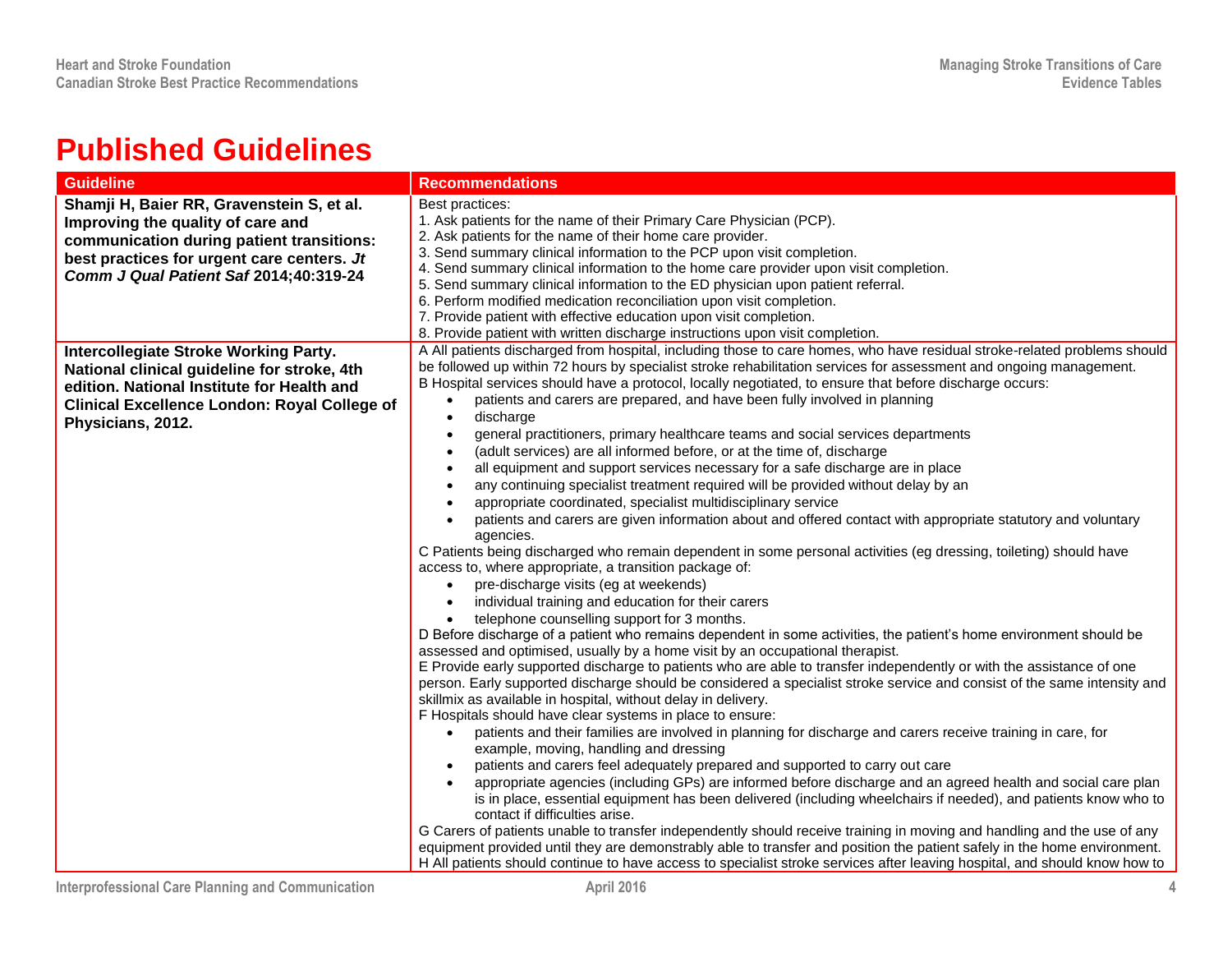# Published Guidelines

| Guideline | Recommendations |
|---|---|
| **Shamji H, Baier RR, Gravenstein S, et al. Improving the quality of care and communication during patient transitions: best practices for urgent care centers. *Jt Comm J Qual Patient Saf* 2014;40:319-24** | Best practices:<br>1. Ask patients for the name of their Primary Care Physician (PCP).<br>2. Ask patients for the name of their home care provider.<br>3. Send summary clinical information to the PCP upon visit completion.<br>4. Send summary clinical information to the home care provider upon visit completion.<br>5. Send summary clinical information to the ED physician upon patient referral.<br>6. Perform modified medication reconciliation upon visit completion.<br>7. Provide patient with effective education upon visit completion.<br>8. Provide patient with written discharge instructions upon visit completion. |
| **Intercollegiate Stroke Working Party. National clinical guideline for stroke, 4th edition. National Institute for Health and Clinical Excellence London: Royal College of Physicians, 2012.** | A All patients discharged from hospital, including those to care homes, who have residual stroke-related problems should be followed up within 72 hours by specialist stroke rehabilitation services for assessment and ongoing management.<br>B Hospital services should have a protocol, locally negotiated, to ensure that before discharge occurs:<br>• patients and carers are prepared, and have been fully involved in planning<br>• discharge<br>• general practitioners, primary healthcare teams and social services departments<br>• (adult services) are all informed before, or at the time of, discharge<br>• all equipment and support services necessary for a safe discharge are in place<br>• any continuing specialist treatment required will be provided without delay by an<br>• appropriate coordinated, specialist multidisciplinary service<br>• patients and carers are given information about and offered contact with appropriate statutory and voluntary agencies.<br>C Patients being discharged who remain dependent in some personal activities (eg dressing, toileting) should have access to, where appropriate, a transition package of:<br>• pre-discharge visits (eg at weekends)<br>• individual training and education for their carers<br>• telephone counselling support for 3 months.<br>D Before discharge of a patient who remains dependent in some activities, the patient's home environment should be assessed and optimised, usually by a home visit by an occupational therapist.<br>E Provide early supported discharge to patients who are able to transfer independently or with the assistance of one person. Early supported discharge should be considered a specialist stroke service and consist of the same intensity and skillmix as available in hospital, without delay in delivery.<br>F Hospitals should have clear systems in place to ensure:<br>• patients and their families are involved in planning for discharge and carers receive training in care, for example, moving, handling and dressing<br>• patients and carers feel adequately prepared and supported to carry out care<br>• appropriate agencies (including GPs) are informed before discharge and an agreed health and social care plan is in place, essential equipment has been delivered (including wheelchairs if needed), and patients know who to contact if difficulties arise.<br>G Carers of patients unable to transfer independently should receive training in moving and handling and the use of any equipment provided until they are demonstrably able to transfer and position the patient safely in the home environment.<br>H All patients should continue to have access to specialist stroke services after leaving hospital, and should know how to |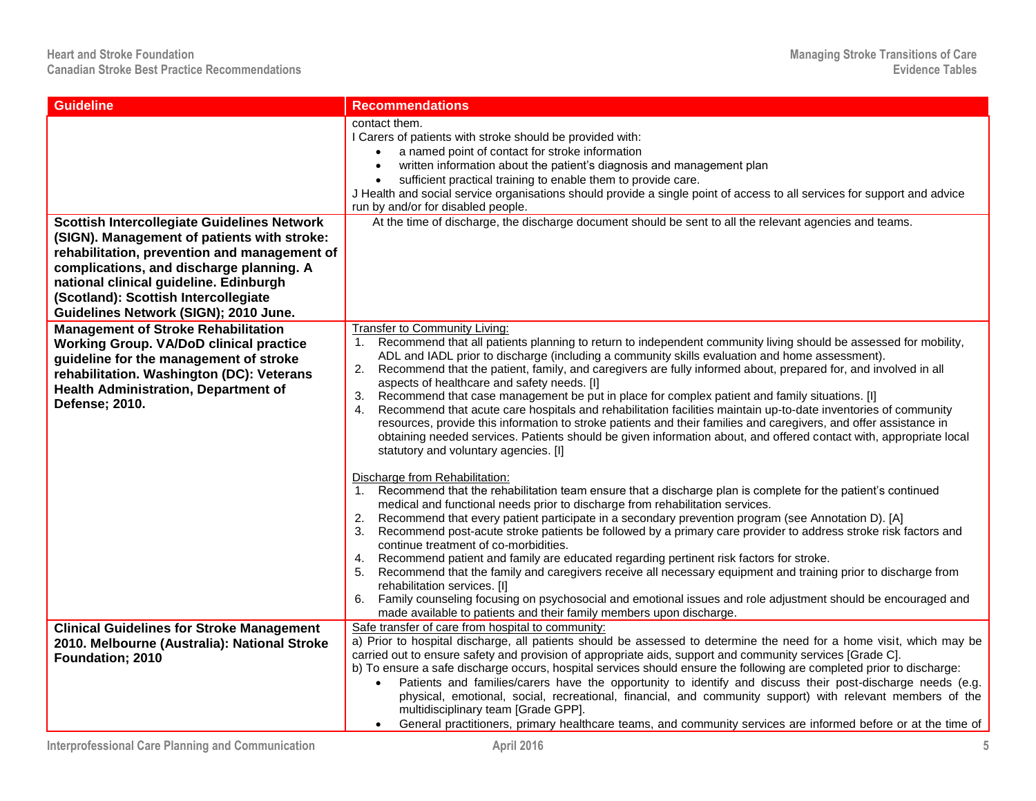| Guideline | Recommendations |
|---|---|
| | contact them.<br>I Carers of patients with stroke should be provided with:<br>• a named point of contact for stroke information<br>• written information about the patient's diagnosis and management plan<br>• sufficient practical training to enable them to provide care.<br>J Health and social service organisations should provide a single point of access to all services for support and advice run by and/or for disabled people. |
| **Scottish Intercollegiate Guidelines Network (SIGN). Management of patients with stroke: rehabilitation, prevention and management of complications, and discharge planning. A national clinical guideline. Edinburgh (Scotland): Scottish Intercollegiate Guidelines Network (SIGN); 2010 June.** | At the time of discharge, the discharge document should be sent to all the relevant agencies and teams. |
| **Management of Stroke Rehabilitation Working Group. VA/DoD clinical practice guideline for the management of stroke rehabilitation. Washington (DC): Veterans Health Administration, Department of Defense; 2010.** | Transfer to Community Living:<br>1. Recommend that all patients planning to return to independent community living should be assessed for mobility, ADL and IADL prior to discharge (including a community skills evaluation and home assessment).<br>2. Recommend that the patient, family, and caregivers are fully informed about, prepared for, and involved in all aspects of healthcare and safety needs. [I]<br>3. Recommend that case management be put in place for complex patient and family situations. [I]<br>4. Recommend that acute care hospitals and rehabilitation facilities maintain up-to-date inventories of community resources, provide this information to stroke patients and their families and caregivers, and offer assistance in obtaining needed services. Patients should be given information about, and offered contact with, appropriate local statutory and voluntary agencies. [I]<br><br>Discharge from Rehabilitation:<br>1. Recommend that the rehabilitation team ensure that a discharge plan is complete for the patient's continued medical and functional needs prior to discharge from rehabilitation services.<br>2. Recommend that every patient participate in a secondary prevention program (see Annotation D). [A]<br>3. Recommend post-acute stroke patients be followed by a primary care provider to address stroke risk factors and continue treatment of co-morbidities.<br>4. Recommend patient and family are educated regarding pertinent risk factors for stroke.<br>5. Recommend that the family and caregivers receive all necessary equipment and training prior to discharge from rehabilitation services. [I]<br>6. Family counseling focusing on psychosocial and emotional issues and role adjustment should be encouraged and made available to patients and their family members upon discharge. |
| **Clinical Guidelines for Stroke Management 2010. Melbourne (Australia): National Stroke Foundation; 2010** | Safe transfer of care from hospital to community:<br>a) Prior to hospital discharge, all patients should be assessed to determine the need for a home visit, which may be carried out to ensure safety and provision of appropriate aids, support and community services [Grade C].<br>b) To ensure a safe discharge occurs, hospital services should ensure the following are completed prior to discharge:<br>• Patients and families/carers have the opportunity to identify and discuss their post-discharge needs (e.g. physical, emotional, social, recreational, financial, and community support) with relevant members of the multidisciplinary team [Grade GPP].<br>• General practitioners, primary healthcare teams, and community services are informed before or at the time of |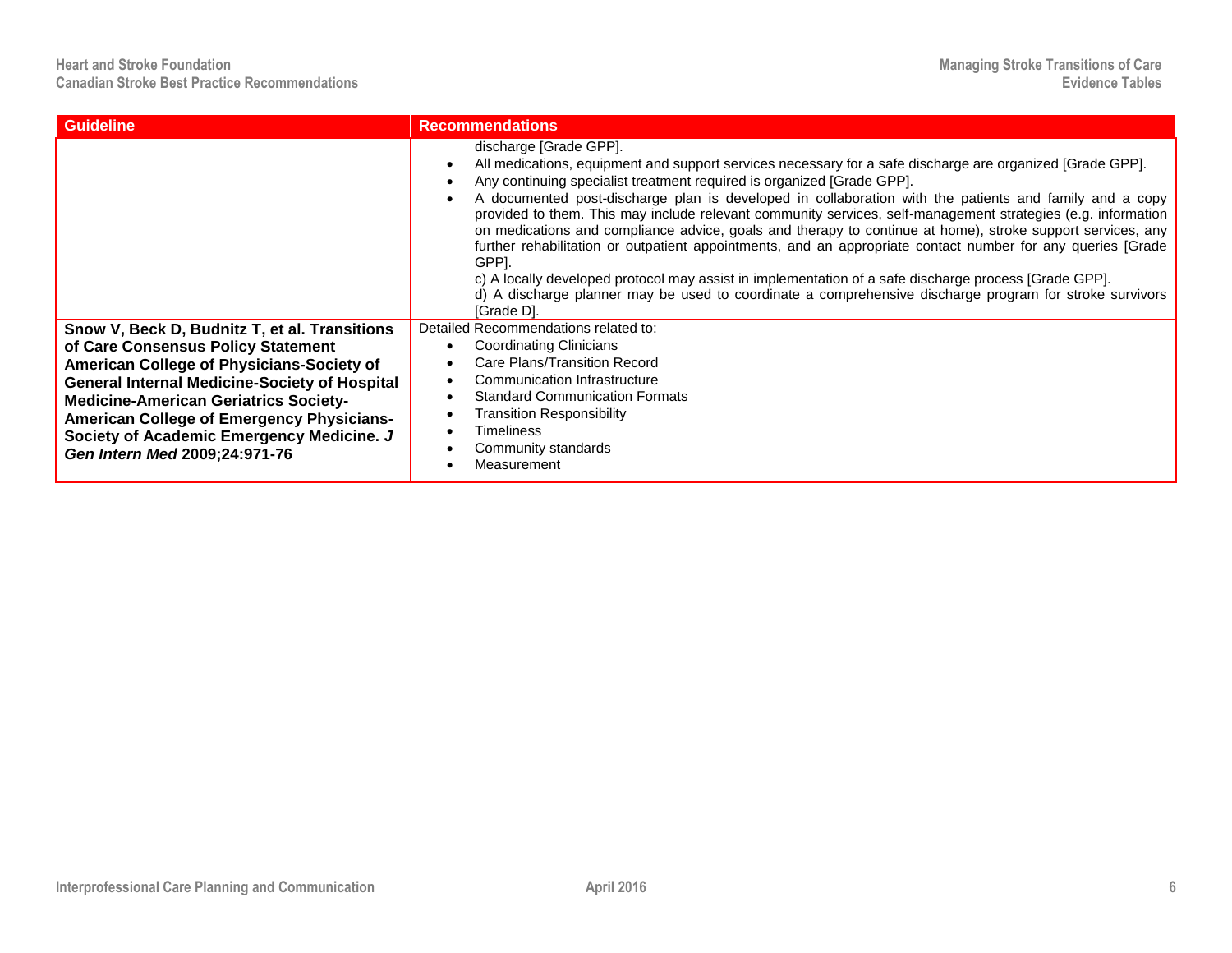| Guideline | Recommendations |
| --- | --- |
| | discharge [Grade GPP].<br>• All medications, equipment and support services necessary for a safe discharge are organized [Grade GPP].<br>• Any continuing specialist treatment required is organized [Grade GPP].<br>• A documented post-discharge plan is developed in collaboration with the patients and family and a copy provided to them. This may include relevant community services, self-management strategies (e.g. information on medications and compliance advice, goals and therapy to continue at home), stroke support services, any further rehabilitation or outpatient appointments, and an appropriate contact number for any queries [Grade GPP].<br>c) A locally developed protocol may assist in implementation of a safe discharge process [Grade GPP].<br>d) A discharge planner may be used to coordinate a comprehensive discharge program for stroke survivors [Grade D]. |
| **Snow V, Beck D, Budnitz T, et al. Transitions of Care Consensus Policy Statement American College of Physicians-Society of General Internal Medicine-Society of Hospital Medicine-American Geriatrics Society-American College of Emergency Physicians-Society of Academic Emergency Medicine. *J Gen Intern Med* 2009;24:971-76** | Detailed Recommendations related to:<br>• Coordinating Clinicians<br>• Care Plans/Transition Record<br>• Communication Infrastructure<br>• Standard Communication Formats<br>• Transition Responsibility<br>• Timeliness<br>• Community standards<br>• Measurement |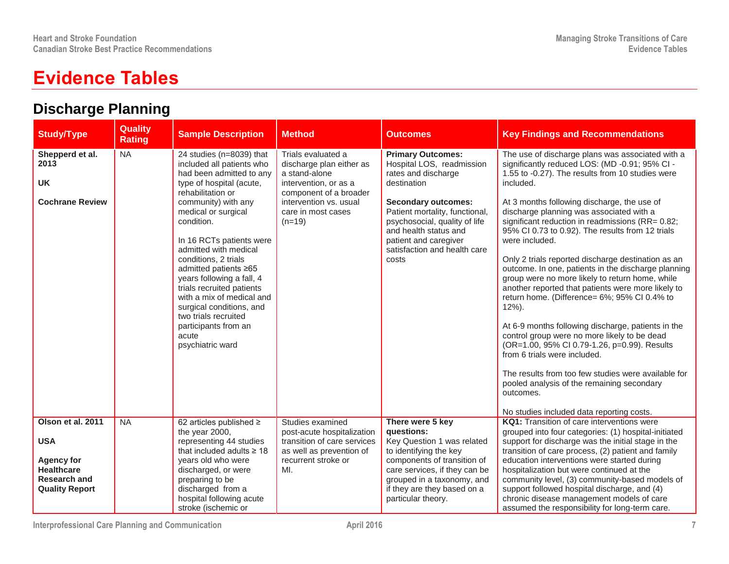# Evidence Tables

## Discharge Planning

| Study/Type | Quality Rating | Sample Description | Method | Outcomes | Key Findings and Recommendations |
|---|---|---|---|---|---|
| **Shepperd et al. 2013**<br><br>**UK**<br><br>**Cochrane Review** | NA | 24 studies (n=8039) that included all patients who had been admitted to any type of hospital (acute, rehabilitation or community) with any medical or surgical condition.<br><br>In 16 RCTs patients were admitted with medical conditions, 2 trials admitted patients ≥65 years following a fall, 4 trials recruited patients with a mix of medical and surgical conditions, and two trials recruited participants from an acute psychiatric ward | Trials evaluated a discharge plan either as a stand-alone intervention, or as a component of a broader intervention vs. usual care in most cases (n=19) | **Primary Outcomes:** Hospital LOS, readmission rates and discharge destination<br><br>**Secondary outcomes:** Patient mortality, functional, psychosocial, quality of life and health status and patient and caregiver satisfaction and health care costs | The use of discharge plans was associated with a significantly reduced LOS: (MD -0.91; 95% CI -1.55 to -0.27). The results from 10 studies were included.<br><br>At 3 months following discharge, the use of discharge planning was associated with a significant reduction in readmissions (RR= 0.82; 95% CI 0.73 to 0.92). The results from 12 trials were included.<br><br>Only 2 trials reported discharge destination as an outcome. In one, patients in the discharge planning group were no more likely to return home, while another reported that patients were more likely to return home. (Difference= 6%; 95% CI 0.4% to 12%).<br><br>At 6-9 months following discharge, patients in the control group were no more likely to be dead (OR=1.00, 95% CI 0.79-1.26, p=0.99). Results from 6 trials were included.<br><br>The results from too few studies were available for pooled analysis of the remaining secondary outcomes.<br><br>No studies included data reporting costs. |
| **Olson et al. 2011**<br><br>**USA**<br><br>**Agency for Healthcare Research and Quality Report** | NA | 62 articles published ≥ the year 2000, representing 44 studies that included adults ≥ 18 years old who were discharged, or were preparing to be discharged from a hospital following acute stroke (ischemic or | Studies examined post-acute hospitalization transition of care services as well as prevention of recurrent stroke or MI. | **There were 5 key questions:**<br>Key Question 1 was related to identifying the key components of transition of care services, if they can be grouped in a taxonomy, and if they are based on a particular theory. | **KQ1:** Transition of care interventions were grouped into four categories: (1) hospital-initiated support for discharge was the initial stage in the transition of care process, (2) patient and family education interventions were started during hospitalization but were continued at the community level, (3) community-based models of support followed hospital discharge, and (4) chronic disease management models of care assumed the responsibility for long-term care. |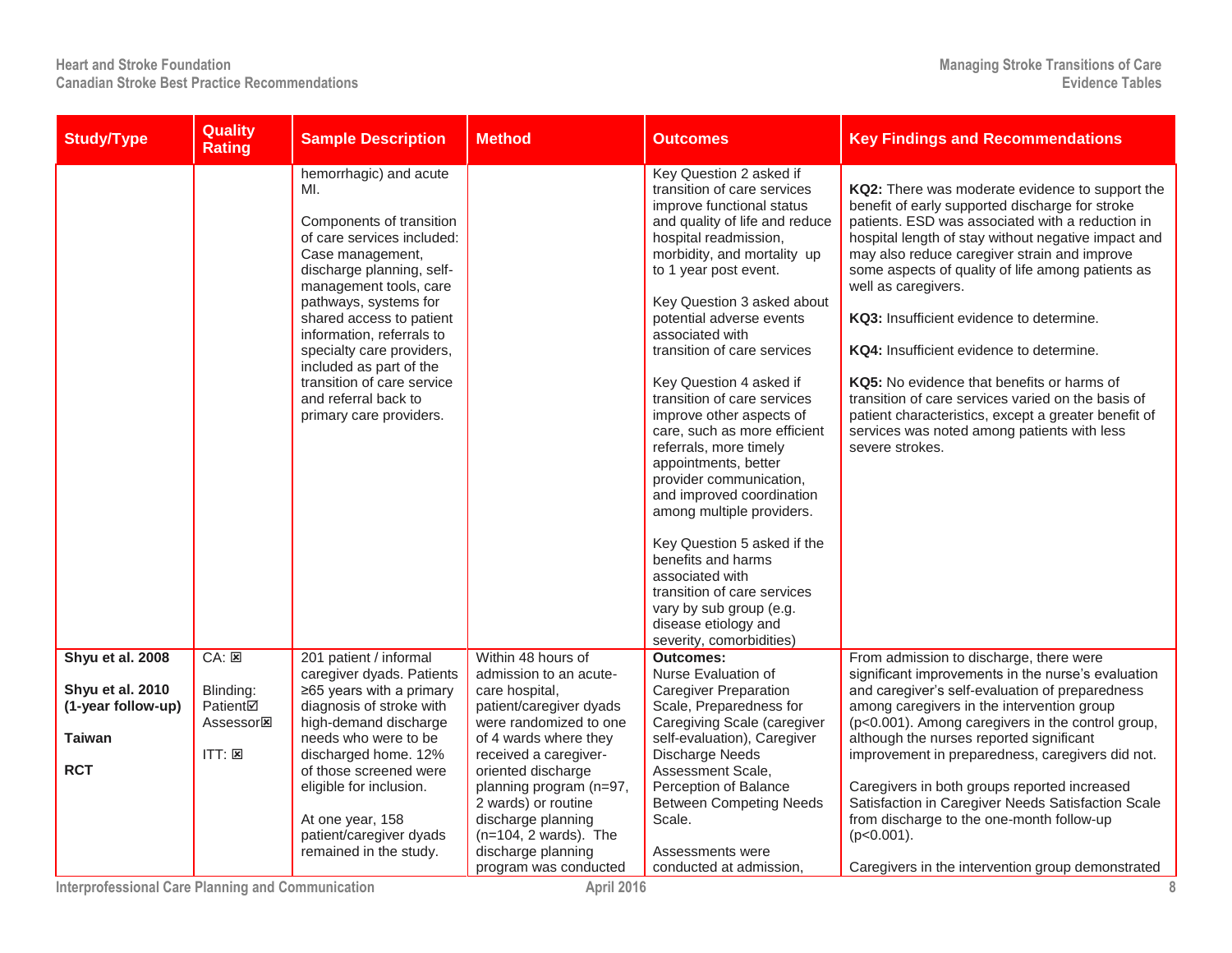| Study/Type | Quality Rating | Sample Description | Method | Outcomes | Key Findings and Recommendations |
|---|---|---|---|---|---|
| | | hemorrhagic) and acute MI.<br><br>Components of transition of care services included: Case management, discharge planning, self-management tools, care pathways, systems for shared access to patient information, referrals to specialty care providers, included as part of the transition of care service and referral back to primary care providers. | | Key Question 2 asked if transition of care services improve functional status and quality of life and reduce hospital readmission, morbidity, and mortality up to 1 year post event.<br><br>Key Question 3 asked about potential adverse events associated with transition of care services<br><br>Key Question 4 asked if transition of care services improve other aspects of care, such as more efficient referrals, more timely appointments, better provider communication, and improved coordination among multiple providers.<br><br>Key Question 5 asked if the benefits and harms associated with transition of care services vary by sub group (e.g. disease etiology and severity, comorbidities) | **KQ2:** There was moderate evidence to support the benefit of early supported discharge for stroke patients. ESD was associated with a reduction in hospital length of stay without negative impact and may also reduce caregiver strain and improve some aspects of quality of life among patients as well as caregivers.<br><br>**KQ3:** Insufficient evidence to determine.<br><br>**KQ4:** Insufficient evidence to determine.<br><br>**KQ5:** No evidence that benefits or harms of transition of care services varied on the basis of patient characteristics, except a greater benefit of services was noted among patients with less severe strokes. |
| **Shyu et al. 2008**<br><br>**Shyu et al. 2010 (1-year follow-up)**<br><br>**Taiwan**<br><br>**RCT** | CA: ☒<br><br>Blinding: Patient☑ Assessor☒<br><br>ITT: ☒ | 201 patient / informal caregiver dyads. Patients ≥65 years with a primary diagnosis of stroke with high-demand discharge needs who were to be discharged home. 12% of those screened were eligible for inclusion.<br><br>At one year, 158 patient/caregiver dyads remained in the study. | Within 48 hours of admission to an acute-care hospital, patient/caregiver dyads were randomized to one of 4 wards where they received a caregiver-oriented discharge planning program (n=97, 2 wards) or routine discharge planning (n=104, 2 wards). The discharge planning program was conducted | **Outcomes:** Nurse Evaluation of Caregiver Preparation Scale, Preparedness for Caregiving Scale (caregiver self-evaluation), Caregiver Discharge Needs Assessment Scale, Perception of Balance Between Competing Needs Scale.<br><br>Assessments were conducted at admission, | From admission to discharge, there were significant improvements in the nurse's evaluation and caregiver's self-evaluation of preparedness among caregivers in the intervention group (p<0.001). Among caregivers in the control group, although the nurses reported significant improvement in preparedness, caregivers did not.<br><br>Caregivers in both groups reported increased Satisfaction in Caregiver Needs Satisfaction Scale from discharge to the one-month follow-up (p<0.001).<br><br>Caregivers in the intervention group demonstrated |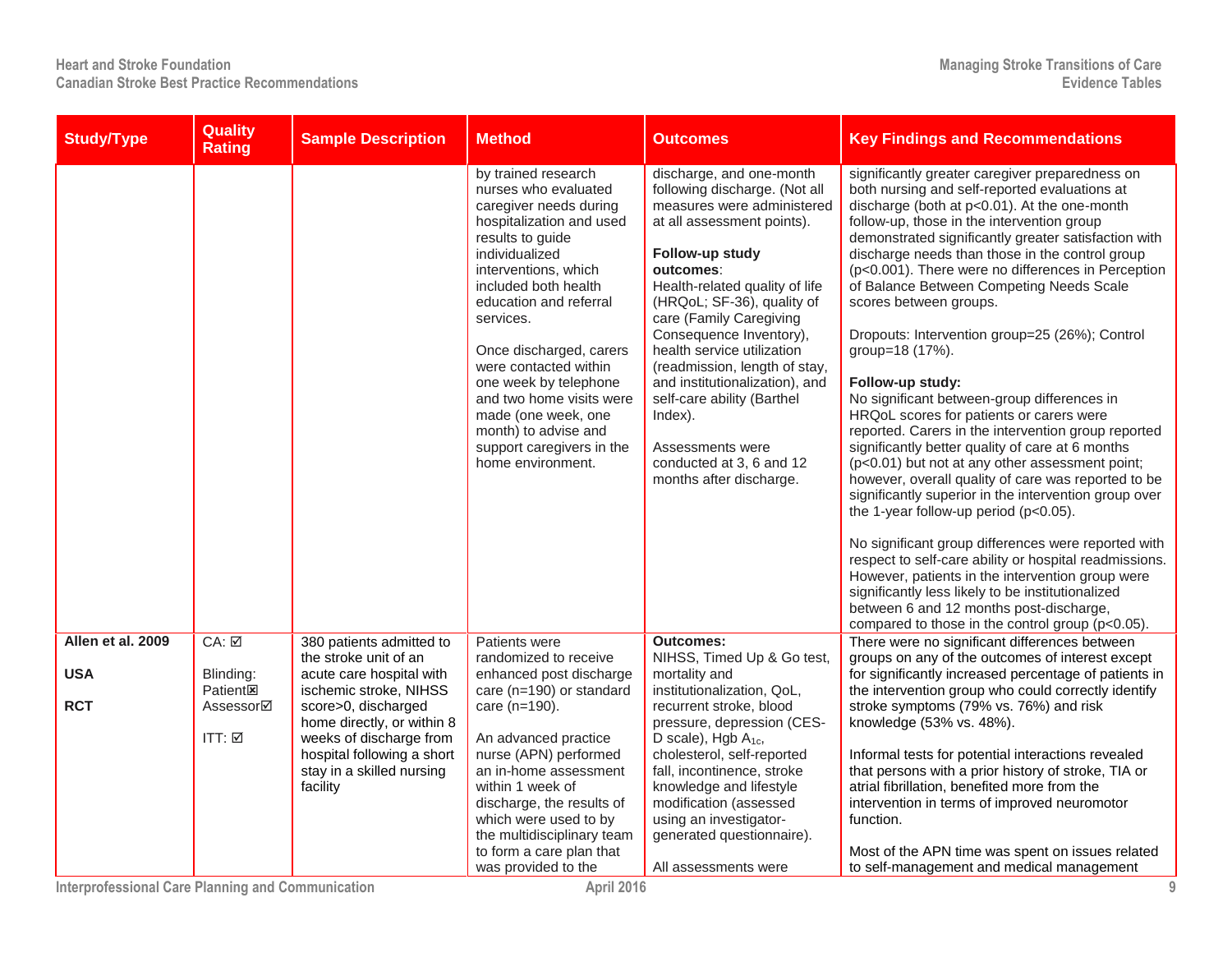| Study/Type | Quality Rating | Sample Description | Method | Outcomes | Key Findings and Recommendations |
|---|---|---|---|---|---|
| | | | by trained research nurses who evaluated caregiver needs during hospitalization and used results to guide individualized interventions, which included both health education and referral services.<br><br>Once discharged, carers were contacted within one week by telephone and two home visits were made (one week, one month) to advise and support caregivers in the home environment. | discharge, and one-month following discharge. (Not all measures were administered at all assessment points).<br><br>**Follow-up study outcomes**:<br>Health-related quality of life (HRQoL; SF-36), quality of care (Family Caregiving Consequence Inventory), health service utilization (readmission, length of stay, and institutionalization), and self-care ability (Barthel Index).<br><br>Assessments were conducted at 3, 6 and 12 months after discharge. | significantly greater caregiver preparedness on both nursing and self-reported evaluations at discharge (both at p<0.01). At the one-month follow-up, those in the intervention group demonstrated significantly greater satisfaction with discharge needs than those in the control group (p<0.001). There were no differences in Perception of Balance Between Competing Needs Scale scores between groups.<br><br>Dropouts: Intervention group=25 (26%); Control group=18 (17%).<br><br>**Follow-up study:**<br>No significant between-group differences in HRQoL scores for patients or carers were reported. Carers in the intervention group reported significantly better quality of care at 6 months (p<0.01) but not at any other assessment point; however, overall quality of care was reported to be significantly superior in the intervention group over the 1-year follow-up period (p<0.05).<br><br>No significant group differences were reported with respect to self-care ability or hospital readmissions. However, patients in the intervention group were significantly less likely to be institutionalized between 6 and 12 months post-discharge, compared to those in the control group (p<0.05). |
| **Allen et al. 2009**<br><br>**USA**<br><br>**RCT** | CA: ☑<br><br>Blinding:<br>Patient☒<br>Assessor☑<br><br>ITT: ☑ | 380 patients admitted to the stroke unit of an acute care hospital with ischemic stroke, NIHSS score>0, discharged home directly, or within 8 weeks of discharge from hospital following a short stay in a skilled nursing facility | Patients were randomized to receive enhanced post discharge care (n=190) or standard care (n=190).<br><br>An advanced practice nurse (APN) performed an in-home assessment within 1 week of discharge, the results of which were used to by the multidisciplinary team to form a care plan that was provided to the | **Outcomes:**<br>NIHSS, Timed Up & Go test, mortality and institutionalization, QoL, recurrent stroke, blood pressure, depression (CES-D scale), Hgb $A_{1c}$, cholesterol, self-reported fall, incontinence, stroke knowledge and lifestyle modification (assessed using an investigator-generated questionnaire).<br><br>All assessments were | There were no significant differences between groups on any of the outcomes of interest except for significantly increased percentage of patients in the intervention group who could correctly identify stroke symptoms (79% vs. 76%) and risk knowledge (53% vs. 48%).<br><br>Informal tests for potential interactions revealed that persons with a prior history of stroke, TIA or atrial fibrillation, benefited more from the intervention in terms of improved neuromotor function.<br><br>Most of the APN time was spent on issues related to self-management and medical management |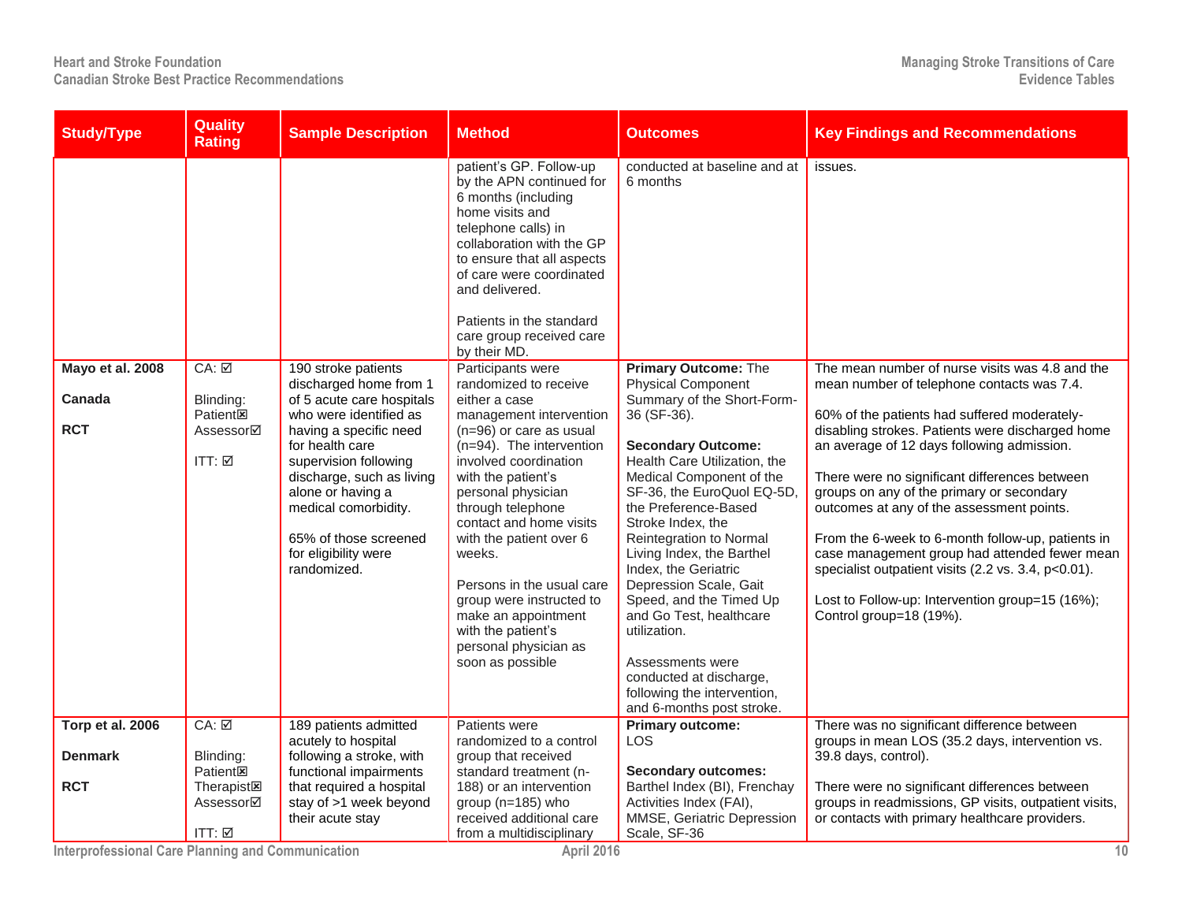| Study/Type | Quality Rating | Sample Description | Method | Outcomes | Key Findings and Recommendations |
|---|---|---|---|---|---|
| | | | patient's GP. Follow-up by the APN continued for 6 months (including home visits and telephone calls) in collaboration with the GP to ensure that all aspects of care were coordinated and delivered.<br><br>Patients in the standard care group received care by their MD. | conducted at baseline and at 6 months | issues. |
| **Mayo et al. 2008**<br><br>**Canada**<br><br>**RCT** | CA: ☑<br><br>Blinding:<br>Patient☒<br>Assessor☑<br><br>ITT: ☑ | 190 stroke patients discharged home from 1 of 5 acute care hospitals who were identified as having a specific need for health care supervision following discharge, such as living alone or having a medical comorbidity.<br><br>65% of those screened for eligibility were randomized. | Participants were randomized to receive either a case management intervention (n=96) or care as usual (n=94). The intervention involved coordination with the patient's personal physician through telephone contact and home visits with the patient over 6 weeks.<br><br>Persons in the usual care group were instructed to make an appointment with the patient's personal physician as soon as possible | **Primary Outcome:** The Physical Component Summary of the Short-Form-36 (SF-36).<br><br>**Secondary Outcome:** Health Care Utilization, the Medical Component of the SF-36, the EuroQuol EQ-5D, the Preference-Based Stroke Index, the Reintegration to Normal Living Index, the Barthel Index, the Geriatric Depression Scale, Gait Speed, and the Timed Up and Go Test, healthcare utilization.<br><br>Assessments were conducted at discharge, following the intervention, and 6-months post stroke. | The mean number of nurse visits was 4.8 and the mean number of telephone contacts was 7.4.<br><br>60% of the patients had suffered moderately-disabling strokes. Patients were discharged home an average of 12 days following admission.<br><br>There were no significant differences between groups on any of the primary or secondary outcomes at any of the assessment points.<br><br>From the 6-week to 6-month follow-up, patients in case management group had attended fewer mean specialist outpatient visits (2.2 vs. 3.4, $p<0.01$).<br><br>Lost to Follow-up: Intervention group=15 (16%); Control group=18 (19%). |
| **Torp et al. 2006**<br><br>**Denmark**<br><br>**RCT** | CA: ☑<br><br>Blinding:<br>Patient☒<br>Therapist☒<br>Assessor☑<br><br>ITT: ☑ | 189 patients admitted acutely to hospital following a stroke, with functional impairments that required a hospital stay of >1 week beyond their acute stay | Patients were randomized to a control group that received standard treatment (n-188) or an intervention group (n=185) who received additional care from a multidisciplinary | **Primary outcome:** LOS<br><br>**Secondary outcomes:** Barthel Index (BI), Frenchay Activities Index (FAI), MMSE, Geriatric Depression Scale, SF-36 | There was no significant difference between groups in mean LOS (35.2 days, intervention vs. 39.8 days, control).<br><br>There were no significant differences between groups in readmissions, GP visits, outpatient visits, or contacts with primary healthcare providers. |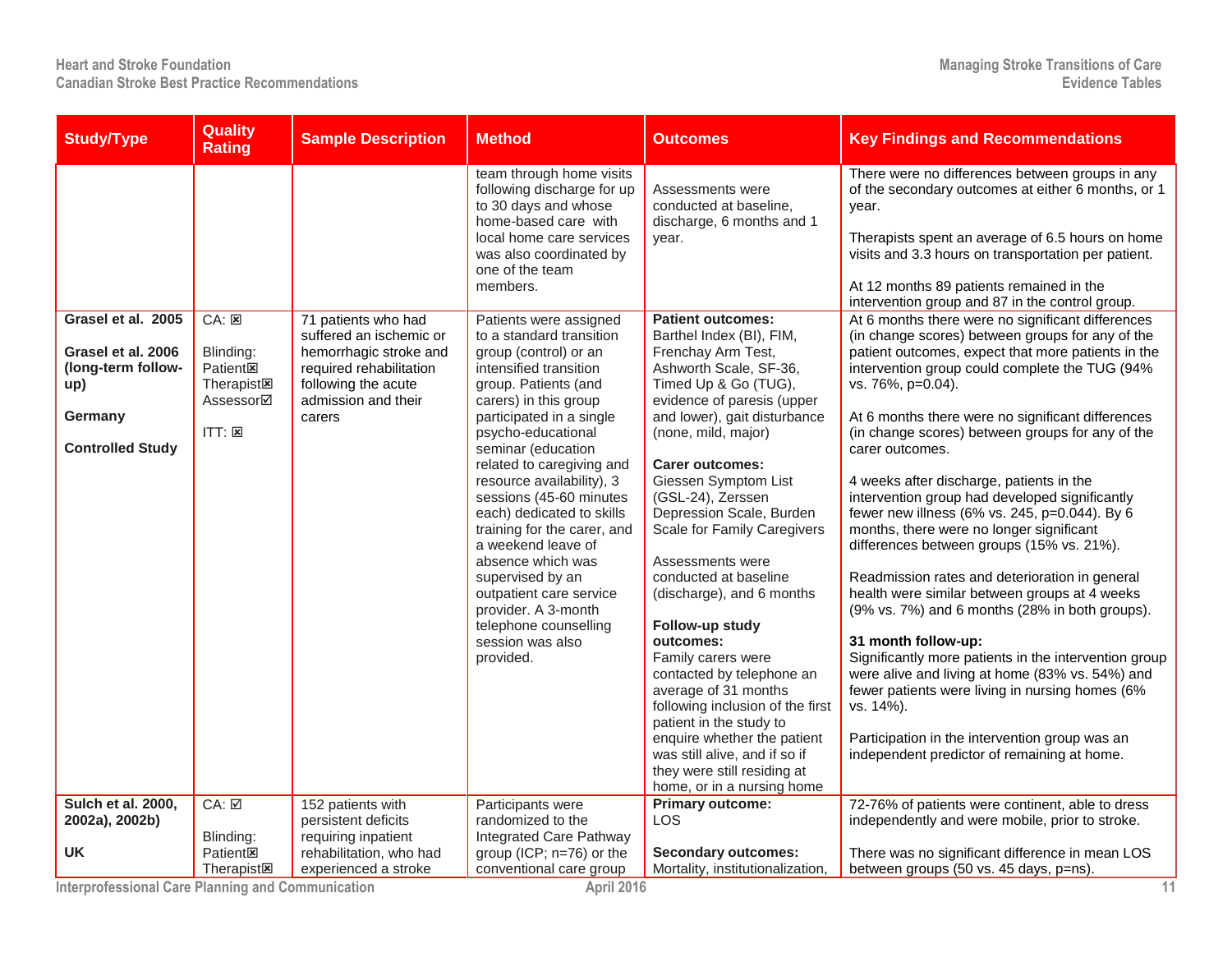| Study/Type | Quality Rating | Sample Description | Method | Outcomes | Key Findings and Recommendations |
|---|---|---|---|---|---|
| | | | team through home visits following discharge for up to 30 days and whose home-based care with local home care services was also coordinated by one of the team members. | Assessments were conducted at baseline, discharge, 6 months and 1 year. | There were no differences between groups in any of the secondary outcomes at either 6 months, or 1 year.<br><br>Therapists spent an average of 6.5 hours on home visits and 3.3 hours on transportation per patient.<br><br>At 12 months 89 patients remained in the intervention group and 87 in the control group. |
| **Grasel et al. 2005**<br><br>**Grasel et al. 2006 (long-term follow-up)**<br><br>**Germany**<br><br>**Controlled Study** | CA: ☒<br><br>Blinding:<br>Patient☒<br>Therapist☒<br>Assessor☑<br><br>ITT: ☒ | 71 patients who had suffered an ischemic or hemorrhagic stroke and required rehabilitation following the acute admission and their carers | Patients were assigned to a standard transition group (control) or an intensified transition group. Patients (and carers) in this group participated in a single psycho-educational seminar (education related to caregiving and resource availability), 3 sessions (45-60 minutes each) dedicated to skills training for the carer, and a weekend leave of absence which was supervised by an outpatient care service provider. A 3-month telephone counselling session was also provided. | **Patient outcomes:**<br>Barthel Index (BI), FIM, Frenchay Arm Test, Ashworth Scale, SF-36, Timed Up & Go (TUG), evidence of paresis (upper and lower), gait disturbance (none, mild, major)<br><br>**Carer outcomes:**<br>Giessen Symptom List (GSL-24), Zerssen Depression Scale, Burden Scale for Family Caregivers<br><br>Assessments were conducted at baseline (discharge), and 6 months<br><br>**Follow-up study outcomes:**<br>Family carers were contacted by telephone an average of 31 months following inclusion of the first patient in the study to enquire whether the patient was still alive, and if so if they were still residing at home, or in a nursing home | At 6 months there were no significant differences (in change scores) between groups for any of the patient outcomes, expect that more patients in the intervention group could complete the TUG (94% vs. 76%, p=0.04).<br><br>At 6 months there were no significant differences (in change scores) between groups for any of the carer outcomes.<br><br>4 weeks after discharge, patients in the intervention group had developed significantly fewer new illness (6% vs. 245, p=0.044). By 6 months, there were no longer significant differences between groups (15% vs. 21%).<br><br>Readmission rates and deterioration in general health were similar between groups at 4 weeks (9% vs. 7%) and 6 months (28% in both groups).<br><br>**31 month follow-up:**<br>Significantly more patients in the intervention group were alive and living at home (83% vs. 54%) and fewer patients were living in nursing homes (6% vs. 14%).<br><br>Participation in the intervention group was an independent predictor of remaining at home. |
| **Sulch et al. 2000, 2002a), 2002b)**<br><br>**UK** | CA: ☑<br><br>Blinding:<br>Patient☒<br>Therapist☒ | 152 patients with persistent deficits requiring inpatient rehabilitation, who had experienced a stroke | Participants were randomized to the Integrated Care Pathway group (ICP; n=76) or the conventional care group | **Primary outcome:**<br>LOS<br><br>**Secondary outcomes:**<br>Mortality, institutionalization, | 72-76% of patients were continent, able to dress independently and were mobile, prior to stroke.<br><br>There was no significant difference in mean LOS between groups (50 vs. 45 days, p=ns). |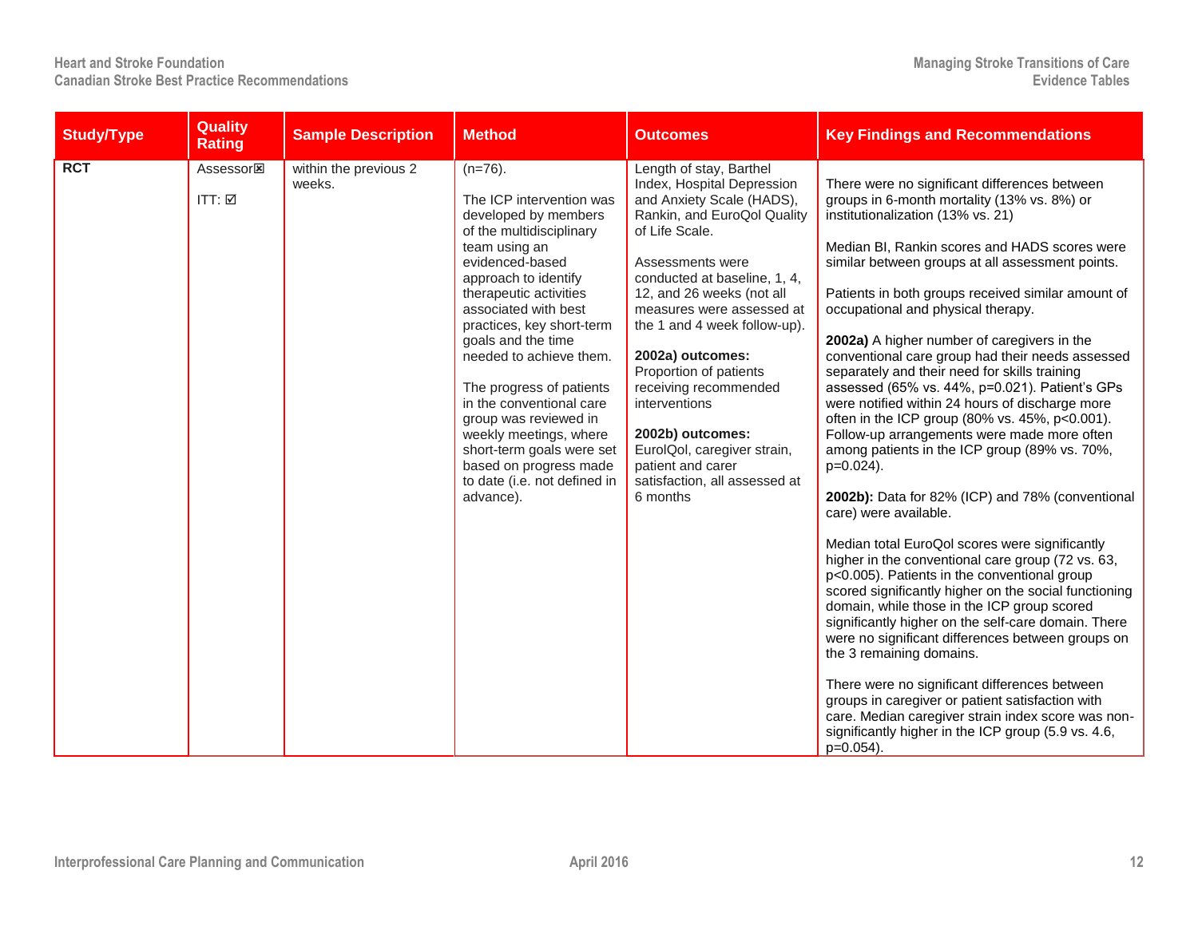| Study/Type | Quality Rating | Sample Description | Method | Outcomes | Key Findings and Recommendations |
|---|---|---|---|---|---|
| **RCT** | Assessor☒<br><br>ITT: ☑ | within the previous 2 weeks. | (n=76).<br><br>The ICP intervention was developed by members of the multidisciplinary team using an evidenced-based approach to identify therapeutic activities associated with best practices, key short-term goals and the time needed to achieve them.<br><br>The progress of patients in the conventional care group was reviewed in weekly meetings, where short-term goals were set based on progress made to date (i.e. not defined in advance). | Length of stay, Barthel Index, Hospital Depression and Anxiety Scale (HADS), Rankin, and EuroQol Quality of Life Scale.<br><br>Assessments were conducted at baseline, 1, 4, 12, and 26 weeks (not all measures were assessed at the 1 and 4 week follow-up).<br><br>**2002a) outcomes:** Proportion of patients receiving recommended interventions<br><br>**2002b) outcomes:** EurolQol, caregiver strain, patient and carer satisfaction, all assessed at 6 months | There were no significant differences between groups in 6-month mortality (13% vs. 8%) or institutionalization (13% vs. 21)<br><br>Median BI, Rankin scores and HADS scores were similar between groups at all assessment points.<br><br>Patients in both groups received similar amount of occupational and physical therapy.<br><br>**2002a)** A higher number of caregivers in the conventional care group had their needs assessed separately and their need for skills training assessed (65% vs. 44%, p=0.021). Patient's GPs were notified within 24 hours of discharge more often in the ICP group (80% vs. 45%, p<0.001). Follow-up arrangements were made more often among patients in the ICP group (89% vs. 70%, p=0.024).<br><br>**2002b):** Data for 82% (ICP) and 78% (conventional care) were available.<br><br>Median total EuroQol scores were significantly higher in the conventional care group (72 vs. 63, p<0.005). Patients in the conventional group scored significantly higher on the social functioning domain, while those in the ICP group scored significantly higher on the self-care domain. There were no significant differences between groups on the 3 remaining domains.<br><br>There were no significant differences between groups in caregiver or patient satisfaction with care. Median caregiver strain index score was non-significantly higher in the ICP group (5.9 vs. 4.6, p=0.054). |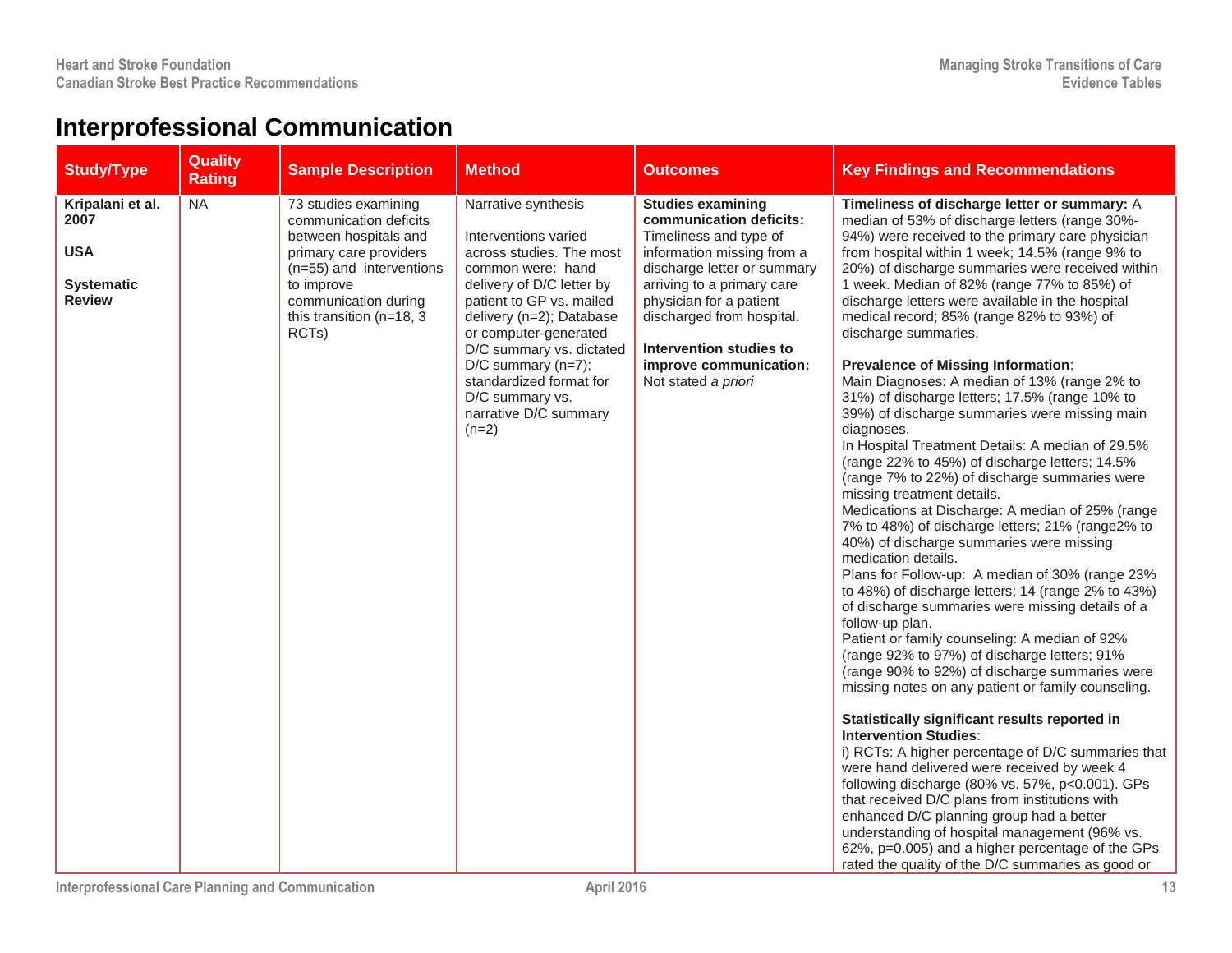## Interprofessional Communication

| Study/Type | Quality Rating | Sample Description | Method | Outcomes | Key Findings and Recommendations |
|---|---|---|---|---|---|
| **Kripalani et al. 2007**<br><br>**USA**<br><br>**Systematic Review** | NA | 73 studies examining communication deficits between hospitals and primary care providers (n=55) and interventions to improve communication during this transition (n=18, 3 RCTs) | Narrative synthesis<br><br>Interventions varied across studies. The most common were: hand delivery of D/C letter by patient to GP vs. mailed delivery (n=2); Database or computer-generated D/C summary vs. dictated D/C summary (n=7); standardized format for D/C summary vs. narrative D/C summary (n=2) | **Studies examining communication deficits:** Timeliness and type of information missing from a discharge letter or summary arriving to a primary care physician for a patient discharged from hospital.<br><br>**Intervention studies to improve communication:** Not stated *a priori* | **Timeliness of discharge letter or summary:** A median of 53% of discharge letters (range 30%-94%) were received to the primary care physician from hospital within 1 week; 14.5% (range 9% to 20%) of discharge summaries were received within 1 week. Median of 82% (range 77% to 85%) of discharge letters were available in the hospital medical record; 85% (range 82% to 93%) of discharge summaries.<br><br>**Prevalence of Missing Information**:<br>Main Diagnoses: A median of 13% (range 2% to 31%) of discharge letters; 17.5% (range 10% to 39%) of discharge summaries were missing main diagnoses.<br>In Hospital Treatment Details: A median of 29.5% (range 22% to 45%) of discharge letters; 14.5% (range 7% to 22%) of discharge summaries were missing treatment details.<br>Medications at Discharge: A median of 25% (range 7% to 48%) of discharge letters; 21% (range2% to 40%) of discharge summaries were missing medication details.<br>Plans for Follow-up: A median of 30% (range 23% to 48%) of discharge letters; 14 (range 2% to 43%) of discharge summaries were missing details of a follow-up plan.<br>Patient or family counseling: A median of 92% (range 92% to 97%) of discharge letters; 91% (range 90% to 92%) of discharge summaries were missing notes on any patient or family counseling.<br><br>**Statistically significant results reported in Intervention Studies**:<br>i) RCTs: A higher percentage of D/C summaries that were hand delivered were received by week 4 following discharge (80% vs. 57%, p<0.001). GPs that received D/C plans from institutions with enhanced D/C planning group had a better understanding of hospital management (96% vs. 62%, p=0.005) and a higher percentage of the GPs rated the quality of the D/C summaries as good or |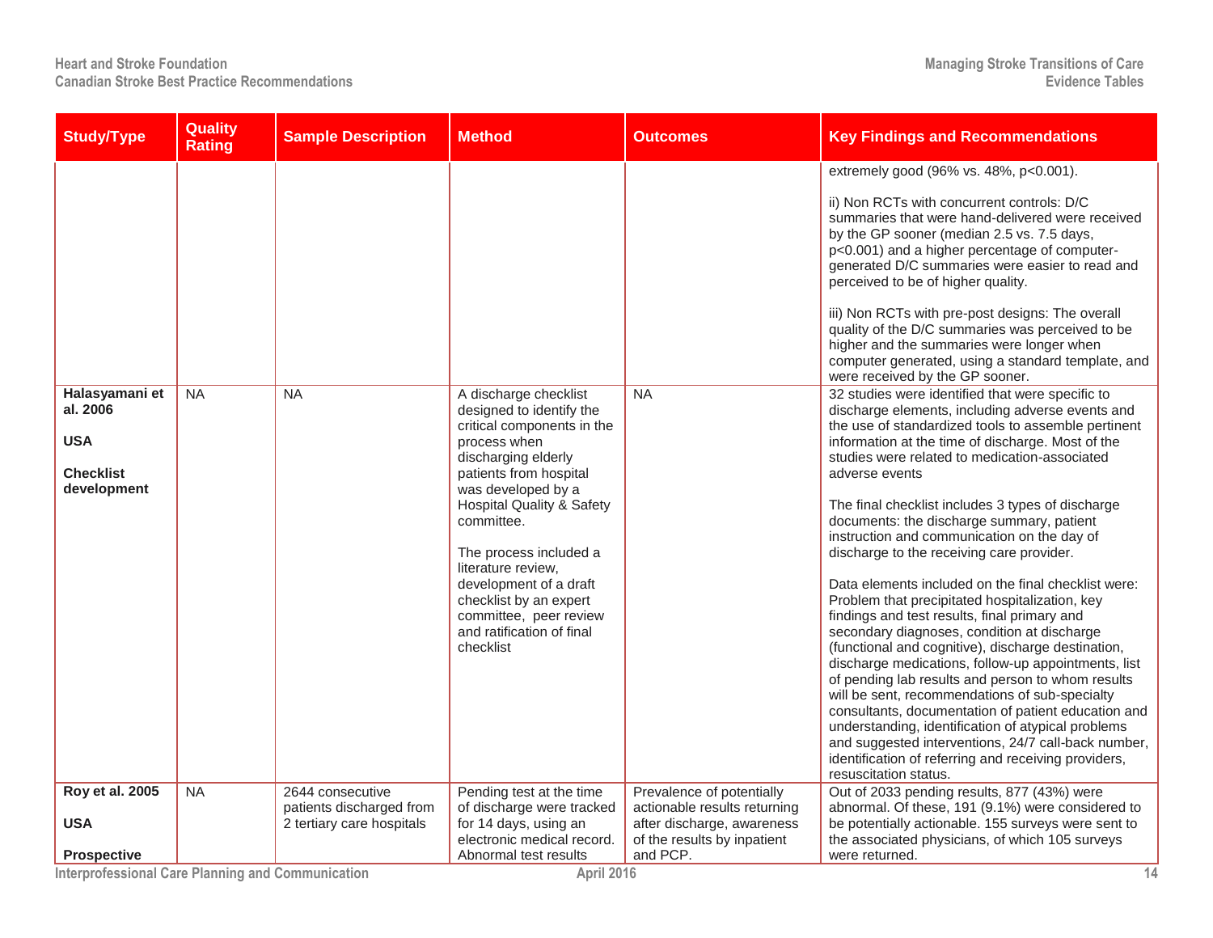| Study/Type | Quality Rating | Sample Description | Method | Outcomes | Key Findings and Recommendations |
|---|---|---|---|---|---|
| | | | | | extremely good (96% vs. 48%, p<0.001).<br><br>ii) Non RCTs with concurrent controls: D/C summaries that were hand-delivered were received by the GP sooner (median 2.5 vs. 7.5 days, p<0.001) and a higher percentage of computer-generated D/C summaries were easier to read and perceived to be of higher quality.<br><br>iii) Non RCTs with pre-post designs: The overall quality of the D/C summaries was perceived to be higher and the summaries were longer when computer generated, using a standard template, and were received by the GP sooner. |
| **Halasyamani et al. 2006**<br><br>**USA**<br><br>**Checklist development** | NA | NA | A discharge checklist designed to identify the critical components in the process when discharging elderly patients from hospital was developed by a Hospital Quality & Safety committee.<br><br>The process included a literature review, development of a draft checklist by an expert committee, peer review and ratification of final checklist | NA | 32 studies were identified that were specific to discharge elements, including adverse events and the use of standardized tools to assemble pertinent information at the time of discharge. Most of the studies were related to medication-associated adverse events<br><br>The final checklist includes 3 types of discharge documents: the discharge summary, patient instruction and communication on the day of discharge to the receiving care provider.<br><br>Data elements included on the final checklist were: Problem that precipitated hospitalization, key findings and test results, final primary and secondary diagnoses, condition at discharge (functional and cognitive), discharge destination, discharge medications, follow-up appointments, list of pending lab results and person to whom results will be sent, recommendations of sub-specialty consultants, documentation of patient education and understanding, identification of atypical problems and suggested interventions, 24/7 call-back number, identification of referring and receiving providers, resuscitation status. |
| **Roy et al. 2005**<br><br>**USA**<br><br>**Prospective** | NA | 2644 consecutive patients discharged from 2 tertiary care hospitals | Pending test at the time of discharge were tracked for 14 days, using an electronic medical record. Abnormal test results | Prevalence of potentially actionable results returning after discharge, awareness of the results by inpatient and PCP. | Out of 2033 pending results, 877 (43%) were abnormal. Of these, 191 (9.1%) were considered to be potentially actionable. 155 surveys were sent to the associated physicians, of which 105 surveys were returned. |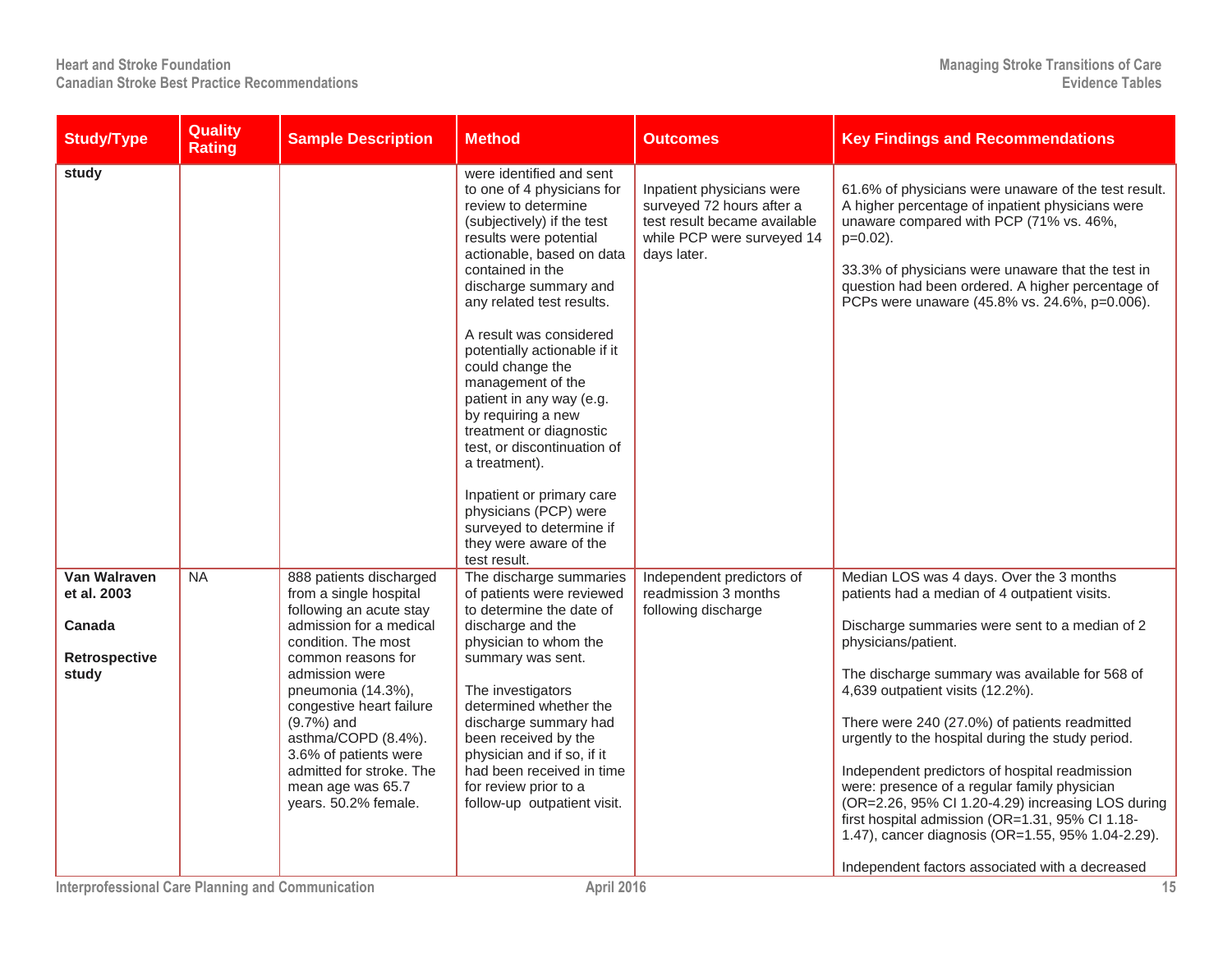| Study/Type | Quality Rating | Sample Description | Method | Outcomes | Key Findings and Recommendations |
|---|---|---|---|---|---|
| study | | | were identified and sent to one of 4 physicians for review to determine (subjectively) if the test results were potential actionable, based on data contained in the discharge summary and any related test results.<br><br>A result was considered potentially actionable if it could change the management of the patient in any way (e.g. by requiring a new treatment or diagnostic test, or discontinuation of a treatment).<br><br>Inpatient or primary care physicians (PCP) were surveyed to determine if they were aware of the test result. | Inpatient physicians were surveyed 72 hours after a test result became available while PCP were surveyed 14 days later. | 61.6% of physicians were unaware of the test result. A higher percentage of inpatient physicians were unaware compared with PCP (71% vs. 46%, p=0.02).<br><br>33.3% of physicians were unaware that the test in question had been ordered. A higher percentage of PCPs were unaware (45.8% vs. 24.6%, p=0.006). |
| **Van Walraven et al. 2003**<br><br>**Canada**<br><br>**Retrospective study** | NA | 888 patients discharged from a single hospital following an acute stay admission for a medical condition. The most common reasons for admission were pneumonia (14.3%), congestive heart failure (9.7%) and asthma/COPD (8.4%). 3.6% of patients were admitted for stroke. The mean age was 65.7 years. 50.2% female. | The discharge summaries of patients were reviewed to determine the date of discharge and the physician to whom the summary was sent.<br><br>The investigators determined whether the discharge summary had been received by the physician and if so, if it had been received in time for review prior to a follow-up outpatient visit. | Independent predictors of readmission 3 months following discharge | Median LOS was 4 days. Over the 3 months patients had a median of 4 outpatient visits.<br><br>Discharge summaries were sent to a median of 2 physicians/patient.<br><br>The discharge summary was available for 568 of 4,639 outpatient visits (12.2%).<br><br>There were 240 (27.0%) of patients readmitted urgently to the hospital during the study period.<br><br>Independent predictors of hospital readmission were: presence of a regular family physician (OR=2.26, 95% CI 1.20-4.29) increasing LOS during first hospital admission (OR=1.31, 95% CI 1.18-1.47), cancer diagnosis (OR=1.55, 95% 1.04-2.29).<br><br>Independent factors associated with a decreased |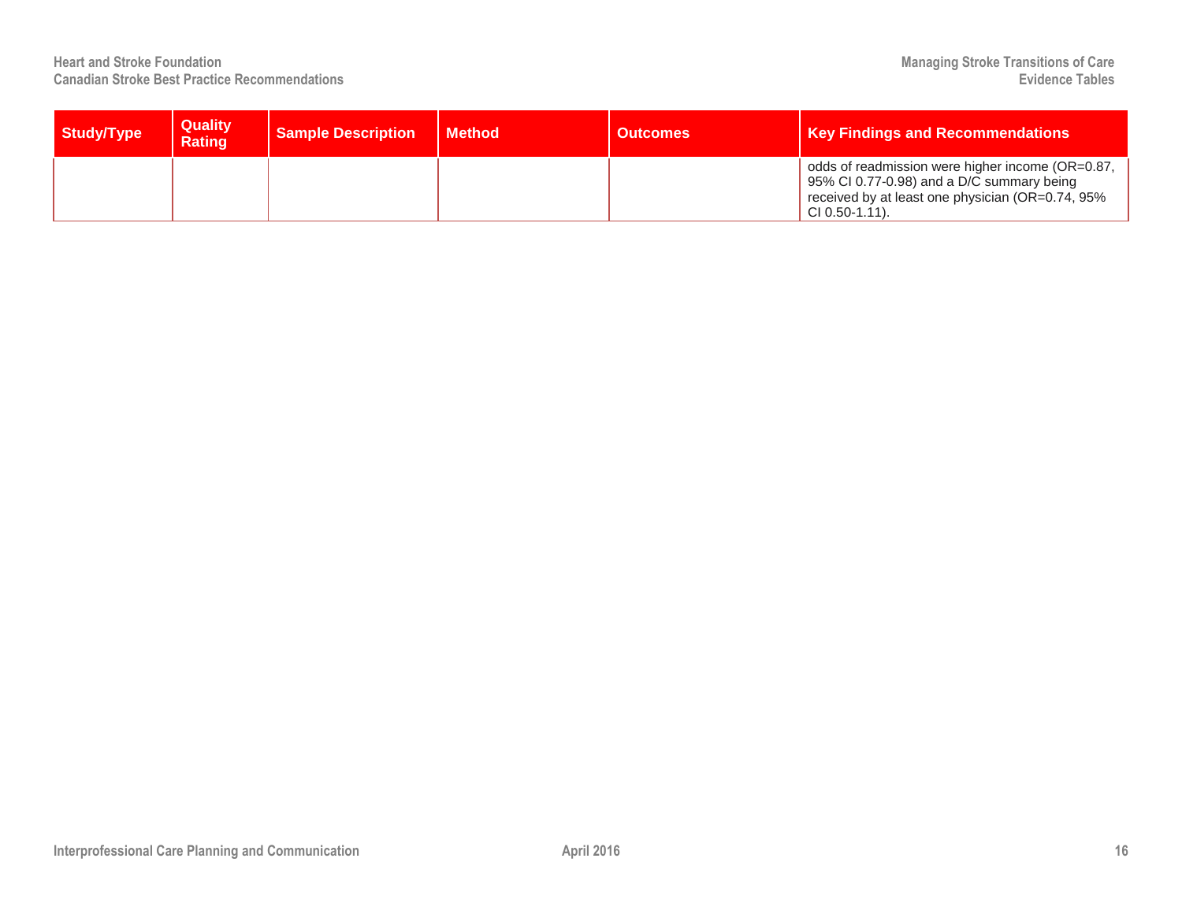| Study/Type | Quality Rating | Sample Description | Method | Outcomes | Key Findings and Recommendations |
|---|---|---|---|---|---|
| | | | | | odds of readmission were higher income (OR=0.87, 95% CI 0.77-0.98) and a D/C summary being received by at least one physician (OR=0.74, 95% CI 0.50-1.11). |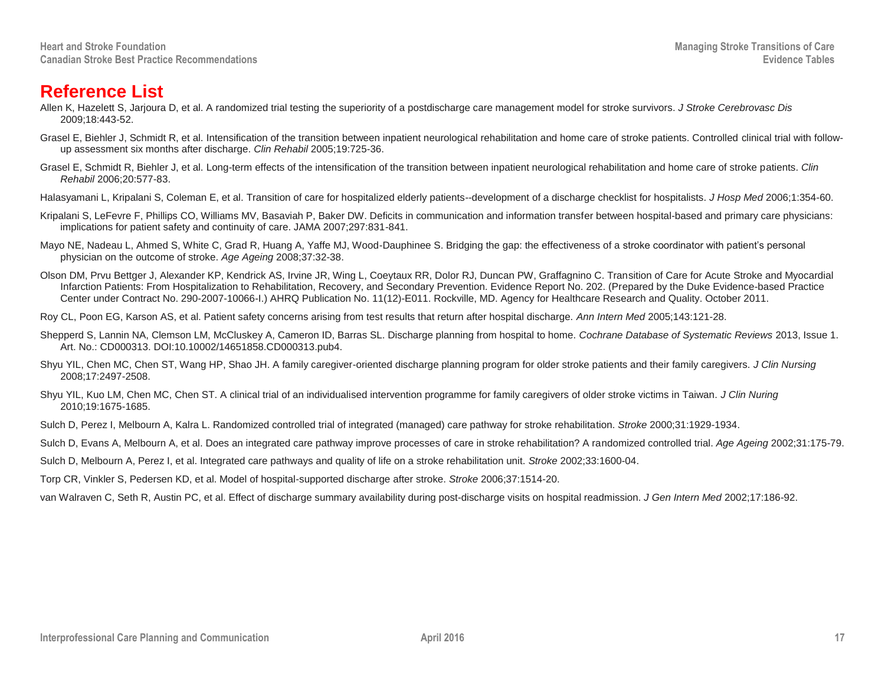# Reference List

Allen K, Hazelett S, Jarjoura D, et al. A randomized trial testing the superiority of a postdischarge care management model for stroke survivors. *J Stroke Cerebrovasc Dis* 2009;18:443-52.

Grasel E, Biehler J, Schmidt R, et al. Intensification of the transition between inpatient neurological rehabilitation and home care of stroke patients. Controlled clinical trial with follow-up assessment six months after discharge. *Clin Rehabil* 2005;19:725-36.

Grasel E, Schmidt R, Biehler J, et al. Long-term effects of the intensification of the transition between inpatient neurological rehabilitation and home care of stroke patients. *Clin Rehabil* 2006;20:577-83.

Halasyamani L, Kripalani S, Coleman E, et al. Transition of care for hospitalized elderly patients--development of a discharge checklist for hospitalists. *J Hosp Med* 2006;1:354-60.

Kripalani S, LeFevre F, Phillips CO, Williams MV, Basaviah P, Baker DW. Deficits in communication and information transfer between hospital-based and primary care physicians: implications for patient safety and continuity of care. JAMA 2007;297:831-841.

Mayo NE, Nadeau L, Ahmed S, White C, Grad R, Huang A, Yaffe MJ, Wood-Dauphinee S. Bridging the gap: the effectiveness of a stroke coordinator with patient's personal physician on the outcome of stroke. *Age Ageing* 2008;37:32-38.

Olson DM, Prvu Bettger J, Alexander KP, Kendrick AS, Irvine JR, Wing L, Coeytaux RR, Dolor RJ, Duncan PW, Graffagnino C. Transition of Care for Acute Stroke and Myocardial Infarction Patients: From Hospitalization to Rehabilitation, Recovery, and Secondary Prevention. Evidence Report No. 202. (Prepared by the Duke Evidence-based Practice Center under Contract No. 290-2007-10066-I.) AHRQ Publication No. 11(12)-E011. Rockville, MD. Agency for Healthcare Research and Quality. October 2011.

Roy CL, Poon EG, Karson AS, et al. Patient safety concerns arising from test results that return after hospital discharge. *Ann Intern Med* 2005;143:121-28.

Shepperd S, Lannin NA, Clemson LM, McCluskey A, Cameron ID, Barras SL. Discharge planning from hospital to home. *Cochrane Database of Systematic Reviews* 2013, Issue 1. Art. No.: CD000313. DOI:10.10002/14651858.CD000313.pub4.

Shyu YIL, Chen MC, Chen ST, Wang HP, Shao JH. A family caregiver-oriented discharge planning program for older stroke patients and their family caregivers. *J Clin Nursing* 2008;17:2497-2508.

Shyu YIL, Kuo LM, Chen MC, Chen ST. A clinical trial of an individualised intervention programme for family caregivers of older stroke victims in Taiwan. *J Clin Nuring* 2010;19:1675-1685.

Sulch D, Perez I, Melbourn A, Kalra L. Randomized controlled trial of integrated (managed) care pathway for stroke rehabilitation. *Stroke* 2000;31:1929-1934.

Sulch D, Evans A, Melbourn A, et al. Does an integrated care pathway improve processes of care in stroke rehabilitation? A randomized controlled trial. *Age Ageing* 2002;31:175-79.

Sulch D, Melbourn A, Perez I, et al. Integrated care pathways and quality of life on a stroke rehabilitation unit. *Stroke* 2002;33:1600-04.

Torp CR, Vinkler S, Pedersen KD, et al. Model of hospital-supported discharge after stroke. *Stroke* 2006;37:1514-20.

van Walraven C, Seth R, Austin PC, et al. Effect of discharge summary availability during post-discharge visits on hospital readmission. *J Gen Intern Med* 2002;17:186-92.